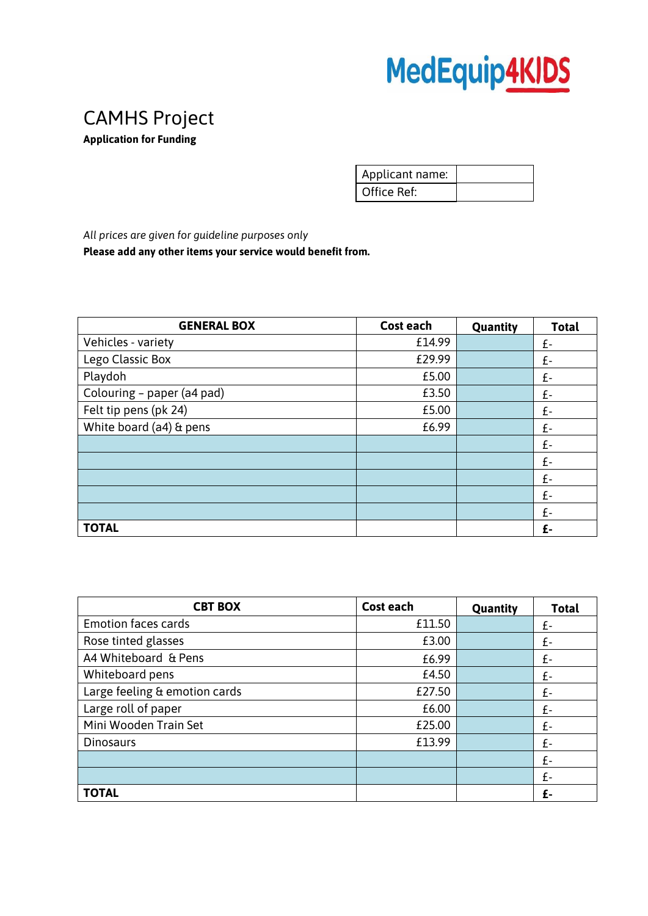MedEquip4KIDS

# CAMHS Project

**Application for Funding**

| Applicant name: | |
|---|---|
| Office Ref: | |

*All prices are given for guideline purposes only*

**Please add any other items your service would benefit from.**

| GENERAL BOX | Cost each | Quantity | Total |
|---|---|---|---|
| Vehicles - variety | £14.99 | | £- |
| Lego Classic Box | £29.99 | | £- |
| Playdoh | £5.00 | | £- |
| Colouring – paper (a4 pad) | £3.50 | | £- |
| Felt tip pens (pk 24) | £5.00 | | £- |
| White board (a4) & pens | £6.99 | | £- |
| | | | £- |
| | | | £- |
| | | | £- |
| | | | £- |
| | | | £- |
| **TOTAL** | | | **£-** |

| CBT BOX | Cost each | Quantity | Total |
|---|---|---|---|
| Emotion faces cards | £11.50 | | £- |
| Rose tinted glasses | £3.00 | | £- |
| A4 Whiteboard & Pens | £6.99 | | £- |
| Whiteboard pens | £4.50 | | £- |
| Large feeling & emotion cards | £27.50 | | £- |
| Large roll of paper | £6.00 | | £- |
| Mini Wooden Train Set | £25.00 | | £- |
| Dinosaurs | £13.99 | | £- |
| | | | £- |
| | | | £- |
| **TOTAL** | | | **£-** |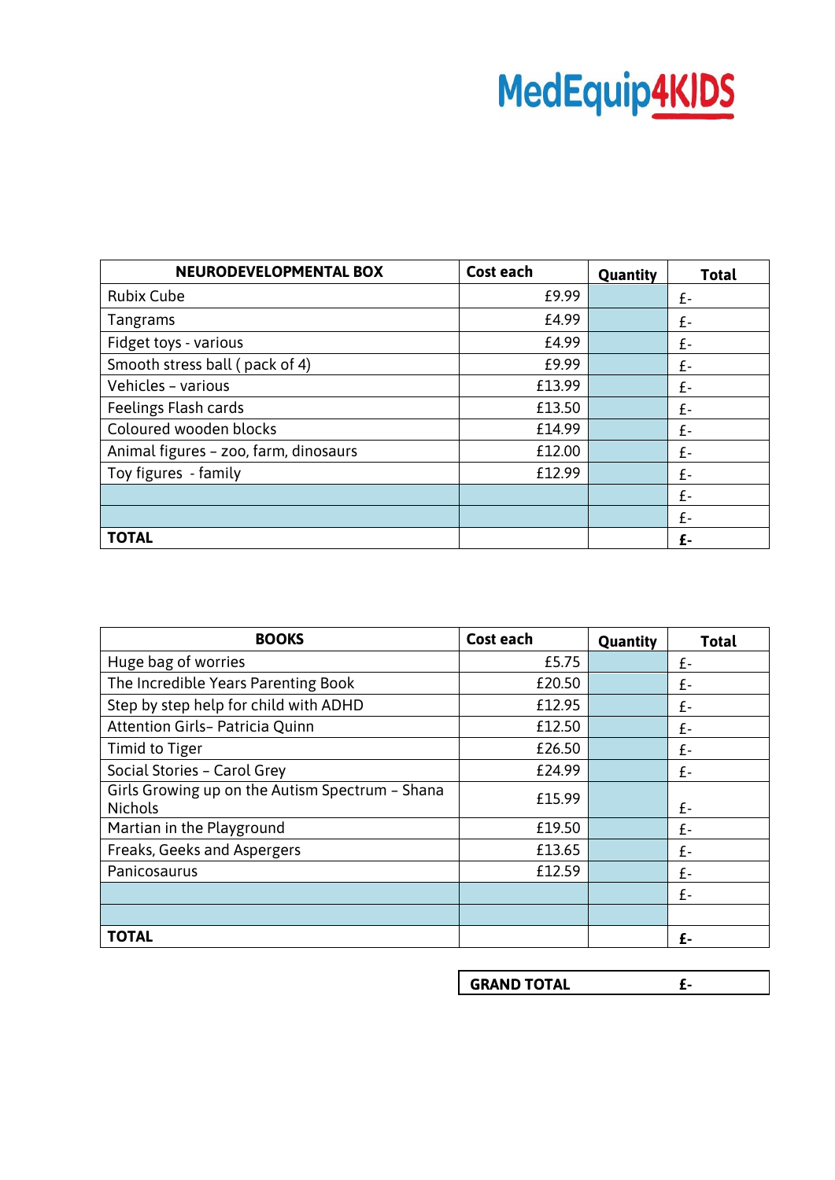MedEquip4KIDS

| NEURODEVELOPMENTAL BOX | Cost each | Quantity | Total |
|---|---|---|---|
| Rubix Cube | £9.99 | | £- |
| Tangrams | £4.99 | | £- |
| Fidget toys - various | £4.99 | | £- |
| Smooth stress ball ( pack of 4) | £9.99 | | £- |
| Vehicles – various | £13.99 | | £- |
| Feelings Flash cards | £13.50 | | £- |
| Coloured wooden blocks | £14.99 | | £- |
| Animal figures – zoo, farm, dinosaurs | £12.00 | | £- |
| Toy figures - family | £12.99 | | £- |
| | | | £- |
| | | | £- |
| **TOTAL** | | | **£-** |

| BOOKS | Cost each | Quantity | Total |
|---|---|---|---|
| Huge bag of worries | £5.75 | | £- |
| The Incredible Years Parenting Book | £20.50 | | £- |
| Step by step help for child with ADHD | £12.95 | | £- |
| Attention Girls– Patricia Quinn | £12.50 | | £- |
| Timid to Tiger | £26.50 | | £- |
| Social Stories – Carol Grey | £24.99 | | £- |
| Girls Growing up on the Autism Spectrum – Shana Nichols | £15.99 | | £- |
| Martian in the Playground | £19.50 | | £- |
| Freaks, Geeks and Aspergers | £13.65 | | £- |
| Panicosaurus | £12.59 | | £- |
| | | | £- |
| | | | |
| **TOTAL** | | | **£-** |

| | |
|---|---|
| **GRAND TOTAL** | **£-** |